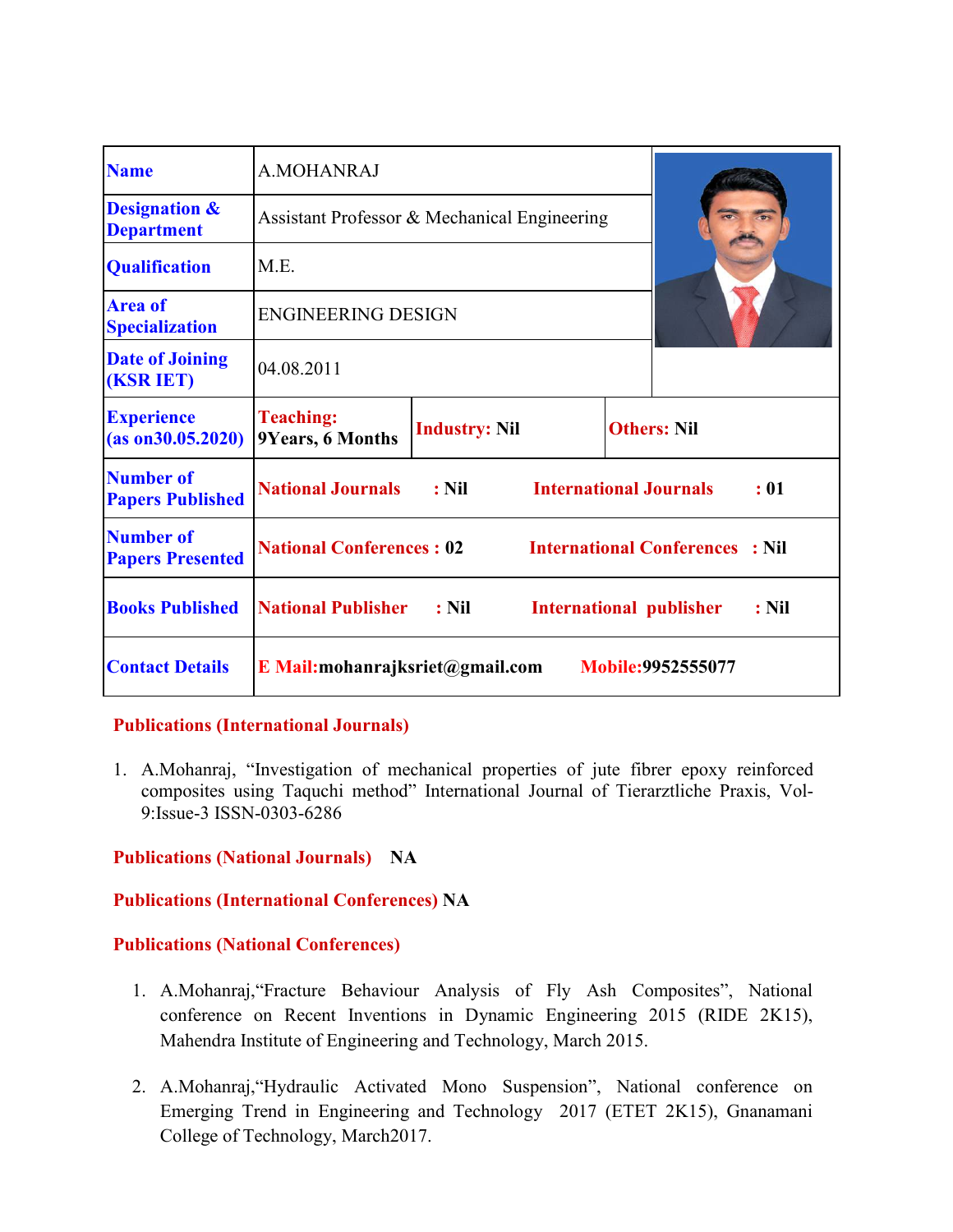| | | | |
|---|---|---|---|
| **Name** | A.MOHANRAJ | | |
| **Designation & Department** | Assistant Professor & Mechanical Engineering | | |
| **Qualification** | M.E. | | |
| **Area of Specialization** | ENGINEERING DESIGN | | |
| **Date of Joining (KSR IET)** | 04.08.2011 | | |
| **Experience (as on30.05.2020)** | **Teaching: 9Years, 6 Months** | **Industry: Nil** | **Others: Nil** |
| **Number of Papers Published** | **National Journals : Nil** | **International Journals : 01** | |
| **Number of Papers Presented** | **National Conferences : 02** | **International Conferences : Nil** | |
| **Books Published** | **National Publisher : Nil** | **International publisher : Nil** | |
| **Contact Details** | **E Mail:mohanrajksriet@gmail.com** | **Mobile:9952555077** | |

**Publications (International Journals)**

1. A.Mohanraj, "Investigation of mechanical properties of jute fibrer epoxy reinforced composites using Taquchi method" International Journal of Tierarztliche Praxis, Vol-9:Issue-3 ISSN-0303-6286

**Publications (National Journals)** **NA**

**Publications (International Conferences)** **NA**

**Publications (National Conferences)**

1. A.Mohanraj,"Fracture Behaviour Analysis of Fly Ash Composites", National conference on Recent Inventions in Dynamic Engineering 2015 (RIDE 2K15), Mahendra Institute of Engineering and Technology, March 2015.

2. A.Mohanraj,"Hydraulic Activated Mono Suspension", National conference on Emerging Trend in Engineering and Technology 2017 (ETET 2K15), Gnanamani College of Technology, March2017.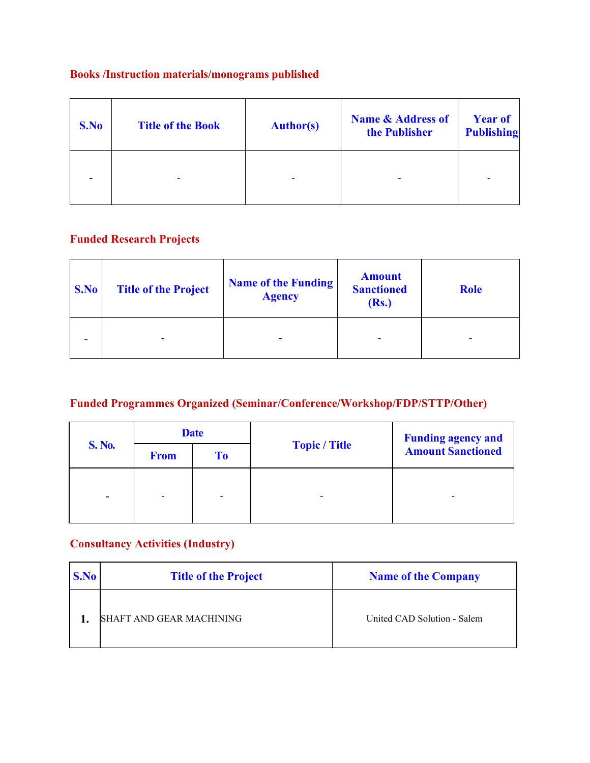## Books /Instruction materials/monograms published

| S.No | Title of the Book | Author(s) | Name & Address of the Publisher | Year of Publishing |
|---|---|---|---|---|
| - | - | - | - | - |

## Funded Research Projects

| S.No | Title of the Project | Name of the Funding Agency | Amount Sanctioned (Rs.) | Role |
|---|---|---|---|---|
| - | - | - | - | - |

## Funded Programmes Organized (Seminar/Conference/Workshop/FDP/STTP/Other)

| S. No. | Date | | Topic / Title | Funding agency and Amount Sanctioned |
|---|---|---|---|---|
| | From | To | | |
| - | - | - | - | - |

## Consultancy Activities (Industry)

| S.No | Title of the Project | Name of the Company |
|---|---|---|
| 1. | SHAFT AND GEAR MACHINING | United CAD Solution - Salem |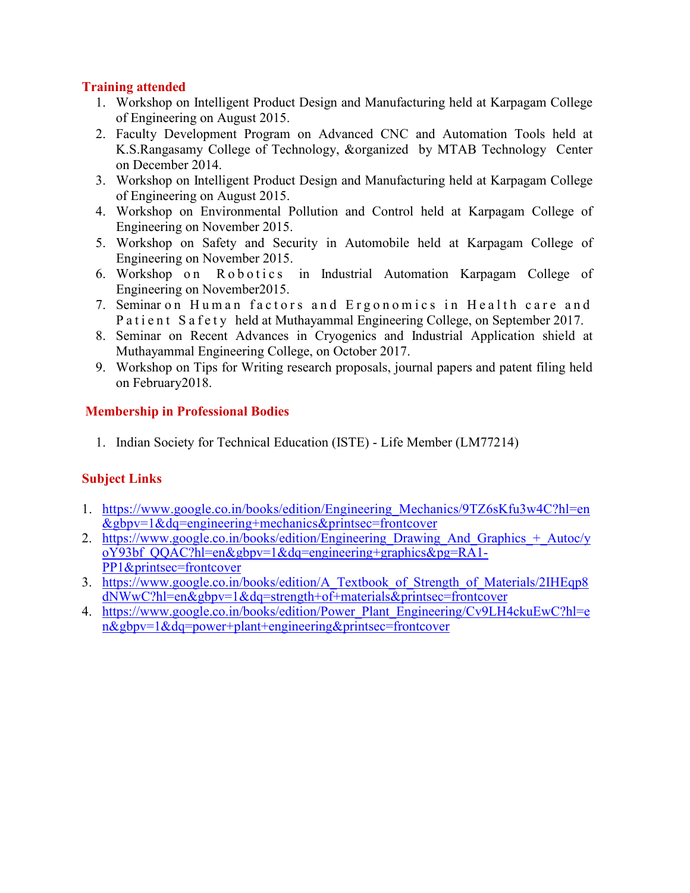## Training attended

1. Workshop on Intelligent Product Design and Manufacturing held at Karpagam College of Engineering on August 2015.
2. Faculty Development Program on Advanced CNC and Automation Tools held at K.S.Rangasamy College of Technology, &organized by MTAB Technology Center on December 2014.
3. Workshop on Intelligent Product Design and Manufacturing held at Karpagam College of Engineering on August 2015.
4. Workshop on Environmental Pollution and Control held at Karpagam College of Engineering on November 2015.
5. Workshop on Safety and Security in Automobile held at Karpagam College of Engineering on November 2015.
6. Workshop on Robotics in Industrial Automation Karpagam College of Engineering on November2015.
7. Seminar on Human factors and Ergonomics in Health care and Patient Safety held at Muthayammal Engineering College, on September 2017.
8. Seminar on Recent Advances in Cryogenics and Industrial Application shield at Muthayammal Engineering College, on October 2017.
9. Workshop on Tips for Writing research proposals, journal papers and patent filing held on February2018.

## Membership in Professional Bodies

1. Indian Society for Technical Education (ISTE) - Life Member (LM77214)

## Subject Links

1. https://www.google.co.in/books/edition/Engineering_Mechanics/9TZ6sKfu3w4C?hl=en&gbpv=1&dq=engineering+mechanics&printsec=frontcover
2. https://www.google.co.in/books/edition/Engineering_Drawing_And_Graphics_+_Autoc/yoY93bf_QQAC?hl=en&gbpv=1&dq=engineering+graphics&pg=RA1-PP1&printsec=frontcover
3. https://www.google.co.in/books/edition/A_Textbook_of_Strength_of_Materials/2IHEqp8dNWwC?hl=en&gbpv=1&dq=strength+of+materials&printsec=frontcover
4. https://www.google.co.in/books/edition/Power_Plant_Engineering/Cv9LH4ckuEwC?hl=en&gbpv=1&dq=power+plant+engineering&printsec=frontcover